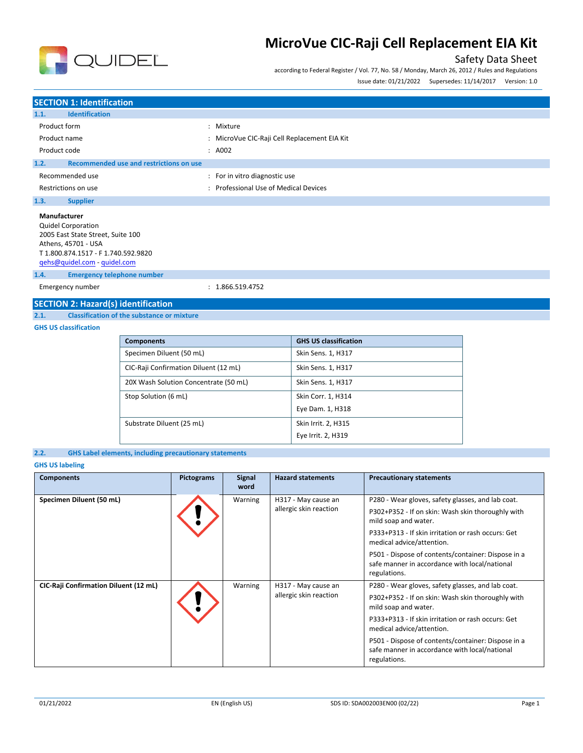# MicroVue CIC-Raji Cell Replacement EIA Kit

Safety Data Sheet

according to Federal Register / Vol. 77, No. 58 / Monday, March 26, 2012 / Rules and Regulations

Issue date: 01/21/2022 Supersedes: 11/14/2017 Version: 1.0

## SECTION 1: Identification

### 1.1. Identification

| | |
|---|---|
| Product form | : Mixture |
| Product name | : MicroVue CIC-Raji Cell Replacement EIA Kit |
| Product code | : A002 |

### 1.2. Recommended use and restrictions on use

| | |
|---|---|
| Recommended use | : For in vitro diagnostic use |
| Restrictions on use | : Professional Use of Medical Devices |

### 1.3. Supplier

**Manufacturer**
Quidel Corporation
2005 East State Street, Suite 100
Athens, 45701 - USA
T 1.800.874.1517 - F 1.740.592.9820
qehs@quidel.com - quidel.com

### 1.4. Emergency telephone number

| | |
|---|---|
| Emergency number | : 1.866.519.4752 |

## SECTION 2: Hazard(s) identification

### 2.1. Classification of the substance or mixture

**GHS US classification**

| Components | GHS US classification |
|---|---|
| Specimen Diluent (50 mL) | Skin Sens. 1, H317 |
| CIC-Raji Confirmation Diluent (12 mL) | Skin Sens. 1, H317 |
| 20X Wash Solution Concentrate (50 mL) | Skin Sens. 1, H317 |
| Stop Solution (6 mL) | Skin Corr. 1, H314<br>Eye Dam. 1, H318 |
| Substrate Diluent (25 mL) | Skin Irrit. 2, H315<br>Eye Irrit. 2, H319 |

### 2.2. GHS Label elements, including precautionary statements

**GHS US labeling**

| Components | Pictograms | Signal word | Hazard statements | Precautionary statements |
|---|---|---|---|---|
| **Specimen Diluent (50 mL)** | GHS07 | Warning | H317 - May cause an allergic skin reaction | P280 - Wear gloves, safety glasses, and lab coat.<br>P302+P352 - If on skin: Wash skin thoroughly with mild soap and water.<br>P333+P313 - If skin irritation or rash occurs: Get medical advice/attention.<br>P501 - Dispose of contents/container: Dispose in a safe manner in accordance with local/national regulations. |
| **CIC-Raji Confirmation Diluent (12 mL)** | GHS07 | Warning | H317 - May cause an allergic skin reaction | P280 - Wear gloves, safety glasses, and lab coat.<br>P302+P352 - If on skin: Wash skin thoroughly with mild soap and water.<br>P333+P313 - If skin irritation or rash occurs: Get medical advice/attention.<br>P501 - Dispose of contents/container: Dispose in a safe manner in accordance with local/national regulations. |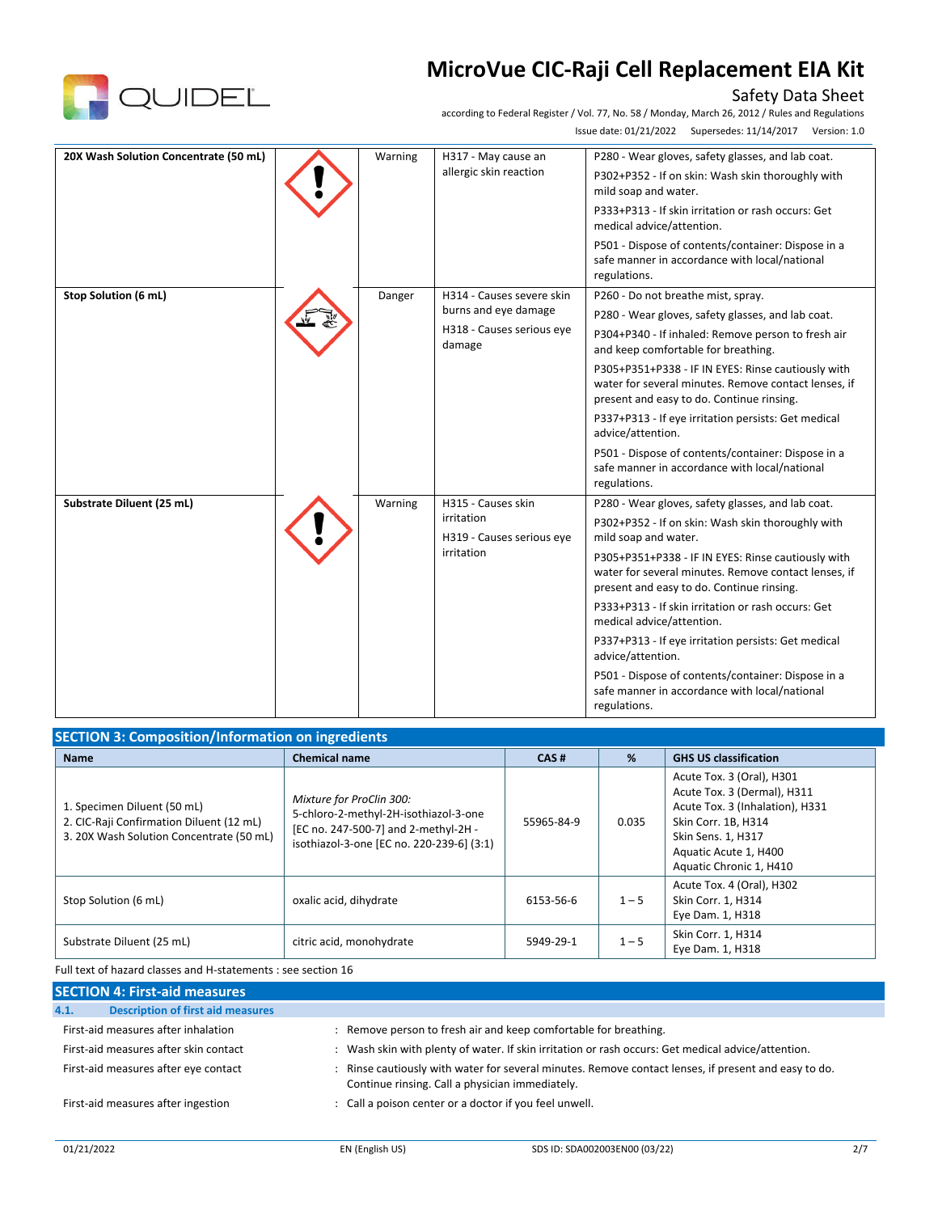| 20X Wash Solution Concentrate (50 mL) | | Warning | H317 - May cause an allergic skin reaction | P280 - Wear gloves, safety glasses, and lab coat.<br>P302+P352 - If on skin: Wash skin thoroughly with mild soap and water.<br>P333+P313 - If skin irritation or rash occurs: Get medical advice/attention.<br>P501 - Dispose of contents/container: Dispose in a safe manner in accordance with local/national regulations. |
|---|---|---|---|---|
| **Stop Solution (6 mL)** | | Danger | H314 - Causes severe skin burns and eye damage<br>H318 - Causes serious eye damage | P260 - Do not breathe mist, spray.<br>P280 - Wear gloves, safety glasses, and lab coat.<br>P304+P340 - If inhaled: Remove person to fresh air and keep comfortable for breathing.<br>P305+P351+P338 - IF IN EYES: Rinse cautiously with water for several minutes. Remove contact lenses, if present and easy to do. Continue rinsing.<br>P337+P313 - If eye irritation persists: Get medical advice/attention.<br>P501 - Dispose of contents/container: Dispose in a safe manner in accordance with local/national regulations. |
| **Substrate Diluent (25 mL)** | | Warning | H315 - Causes skin irritation<br>H319 - Causes serious eye irritation | P280 - Wear gloves, safety glasses, and lab coat.<br>P302+P352 - If on skin: Wash skin thoroughly with mild soap and water.<br>P305+P351+P338 - IF IN EYES: Rinse cautiously with water for several minutes. Remove contact lenses, if present and easy to do. Continue rinsing.<br>P333+P313 - If skin irritation or rash occurs: Get medical advice/attention.<br>P337+P313 - If eye irritation persists: Get medical advice/attention.<br>P501 - Dispose of contents/container: Dispose in a safe manner in accordance with local/national regulations. |

## SECTION 3: Composition/Information on ingredients

| Name | Chemical name | CAS # | % | GHS US classification |
|---|---|---|---|---|
| 1. Specimen Diluent (50 mL)<br>2. CIC-Raji Confirmation Diluent (12 mL)<br>3. 20X Wash Solution Concentrate (50 mL) | *Mixture for ProClin 300:*<br>5-chloro-2-methyl-2H-isothiazol-3-one [EC no. 247-500-7] and 2-methyl-2H - isothiazol-3-one [EC no. 220-239-6] (3:1) | 55965-84-9 | 0.035 | Acute Tox. 3 (Oral), H301<br>Acute Tox. 3 (Dermal), H311<br>Acute Tox. 3 (Inhalation), H331<br>Skin Corr. 1B, H314<br>Skin Sens. 1, H317<br>Aquatic Acute 1, H400<br>Aquatic Chronic 1, H410 |
| Stop Solution (6 mL) | oxalic acid, dihydrate | 6153-56-6 | 1 – 5 | Acute Tox. 4 (Oral), H302<br>Skin Corr. 1, H314<br>Eye Dam. 1, H318 |
| Substrate Diluent (25 mL) | citric acid, monohydrate | 5949-29-1 | 1 – 5 | Skin Corr. 1, H314<br>Eye Dam. 1, H318 |

Full text of hazard classes and H-statements : see section 16

## SECTION 4: First-aid measures

### 4.1. Description of first aid measures

First-aid measures after inhalation : Remove person to fresh air and keep comfortable for breathing.

First-aid measures after skin contact : Wash skin with plenty of water. If skin irritation or rash occurs: Get medical advice/attention.

First-aid measures after eye contact : Rinse cautiously with water for several minutes. Remove contact lenses, if present and easy to do. Continue rinsing. Call a physician immediately.

First-aid measures after ingestion : Call a poison center or a doctor if you feel unwell.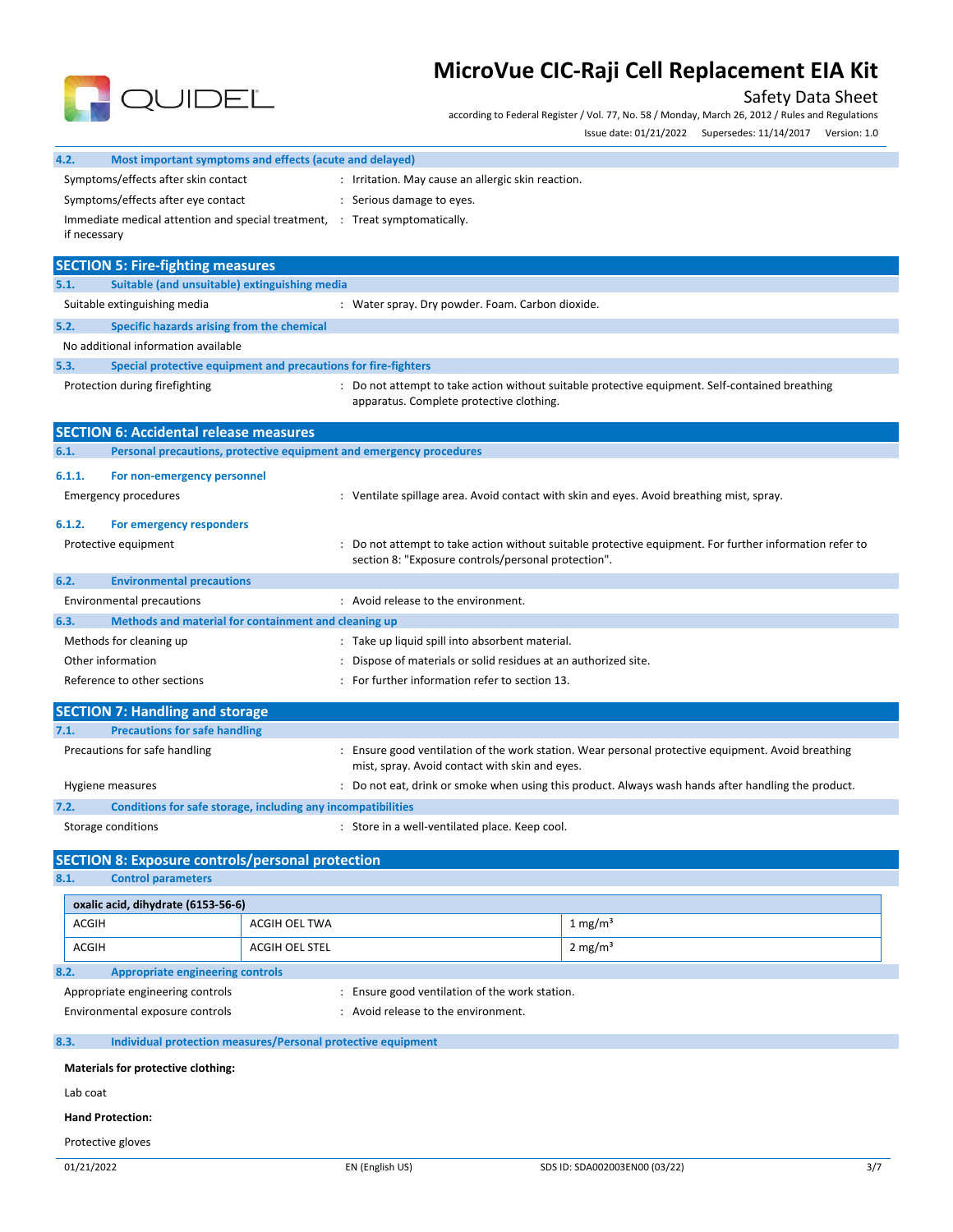### 4.2. Most important symptoms and effects (acute and delayed)

| | |
|---|---|
| Symptoms/effects after skin contact | : Irritation. May cause an allergic skin reaction. |
| Symptoms/effects after eye contact | : Serious damage to eyes. |
| Immediate medical attention and special treatment, if necessary | : Treat symptomatically. |

## SECTION 5: Fire-fighting measures

### 5.1. Suitable (and unsuitable) extinguishing media

| | |
|---|---|
| Suitable extinguishing media | : Water spray. Dry powder. Foam. Carbon dioxide. |

### 5.2. Specific hazards arising from the chemical

No additional information available

### 5.3. Special protective equipment and precautions for fire-fighters

| | |
|---|---|
| Protection during firefighting | : Do not attempt to take action without suitable protective equipment. Self-contained breathing apparatus. Complete protective clothing. |

## SECTION 6: Accidental release measures

### 6.1. Personal precautions, protective equipment and emergency procedures

#### 6.1.1. For non-emergency personnel

| | |
|---|---|
| Emergency procedures | : Ventilate spillage area. Avoid contact with skin and eyes. Avoid breathing mist, spray. |

#### 6.1.2. For emergency responders

| | |
|---|---|
| Protective equipment | : Do not attempt to take action without suitable protective equipment. For further information refer to section 8: "Exposure controls/personal protection". |

### 6.2. Environmental precautions

| | |
|---|---|
| Environmental precautions | : Avoid release to the environment. |

### 6.3. Methods and material for containment and cleaning up

| | |
|---|---|
| Methods for cleaning up | : Take up liquid spill into absorbent material. |
| Other information | : Dispose of materials or solid residues at an authorized site. |
| Reference to other sections | : For further information refer to section 13. |

## SECTION 7: Handling and storage

### 7.1. Precautions for safe handling

| | |
|---|---|
| Precautions for safe handling | : Ensure good ventilation of the work station. Wear personal protective equipment. Avoid breathing mist, spray. Avoid contact with skin and eyes. |
| Hygiene measures | : Do not eat, drink or smoke when using this product. Always wash hands after handling the product. |

### 7.2. Conditions for safe storage, including any incompatibilities

| | |
|---|---|
| Storage conditions | : Store in a well-ventilated place. Keep cool. |

## SECTION 8: Exposure controls/personal protection

### 8.1. Control parameters

| oxalic acid, dihydrate (6153-56-6) | | |
|---|---|---|
| ACGIH | ACGIH OEL TWA | 1 $mg/m^3$ |
| ACGIH | ACGIH OEL STEL | 2 $mg/m^3$ |

### 8.2. Appropriate engineering controls

| | |
|---|---|
| Appropriate engineering controls | : Ensure good ventilation of the work station. |
| Environmental exposure controls | : Avoid release to the environment. |

### 8.3. Individual protection measures/Personal protective equipment

**Materials for protective clothing:**

Lab coat

**Hand Protection:**

Protective gloves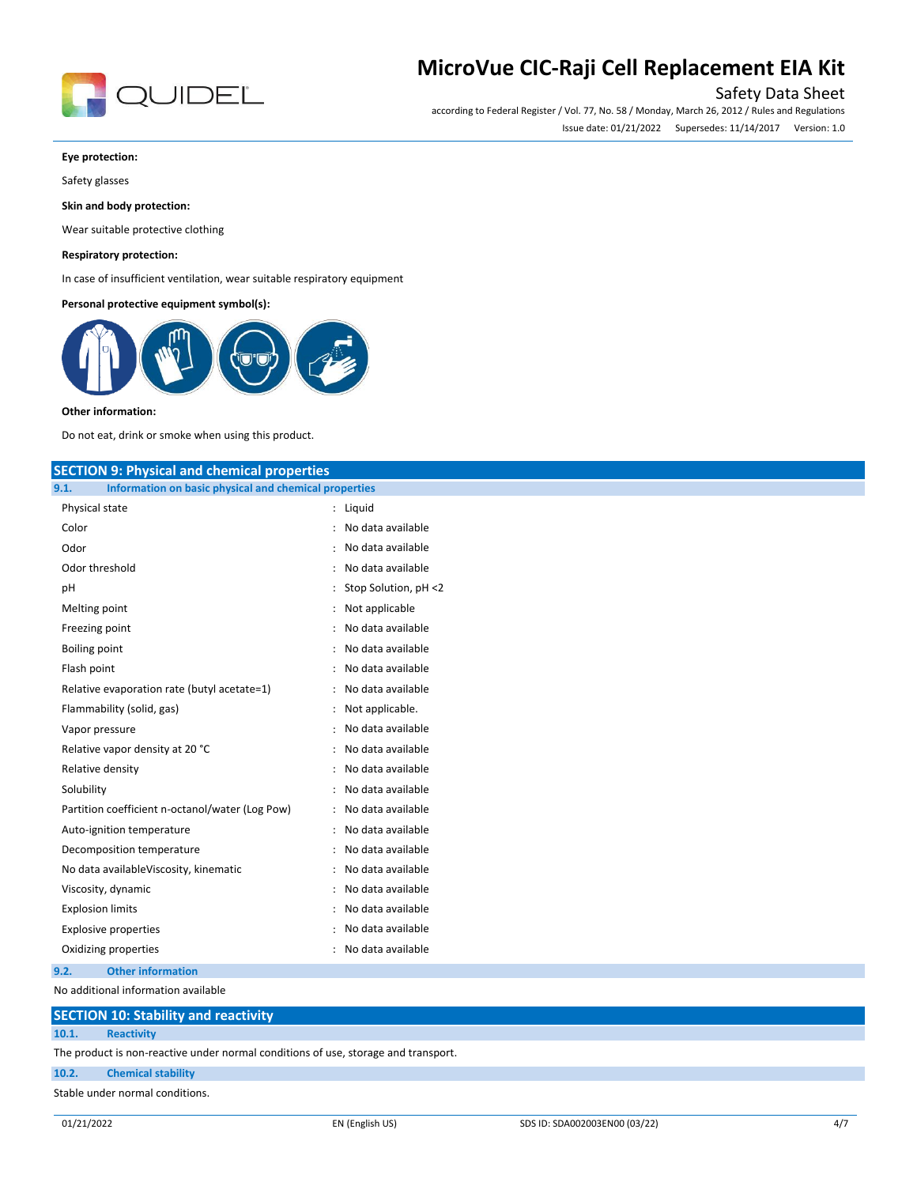**Eye protection:**

Safety glasses

**Skin and body protection:**

Wear suitable protective clothing

**Respiratory protection:**

In case of insufficient ventilation, wear suitable respiratory equipment

**Personal protective equipment symbol(s):**

**Other information:**

Do not eat, drink or smoke when using this product.

## SECTION 9: Physical and chemical properties

### 9.1. Information on basic physical and chemical properties

| | |
|---|---|
| Physical state | : Liquid |
| Color | : No data available |
| Odor | : No data available |
| Odor threshold | : No data available |
| pH | : Stop Solution, pH <2 |
| Melting point | : Not applicable |
| Freezing point | : No data available |
| Boiling point | : No data available |
| Flash point | : No data available |
| Relative evaporation rate (butyl acetate=1) | : No data available |
| Flammability (solid, gas) | : Not applicable. |
| Vapor pressure | : No data available |
| Relative vapor density at 20 °C | : No data available |
| Relative density | : No data available |
| Solubility | : No data available |
| Partition coefficient n-octanol/water (Log Pow) | : No data available |
| Auto-ignition temperature | : No data available |
| Decomposition temperature | : No data available |
| No data availableViscosity, kinematic | : No data available |
| Viscosity, dynamic | : No data available |
| Explosion limits | : No data available |
| Explosive properties | : No data available |
| Oxidizing properties | : No data available |

### 9.2. Other information

No additional information available

## SECTION 10: Stability and reactivity

### 10.1. Reactivity

The product is non-reactive under normal conditions of use, storage and transport.

### 10.2. Chemical stability

Stable under normal conditions.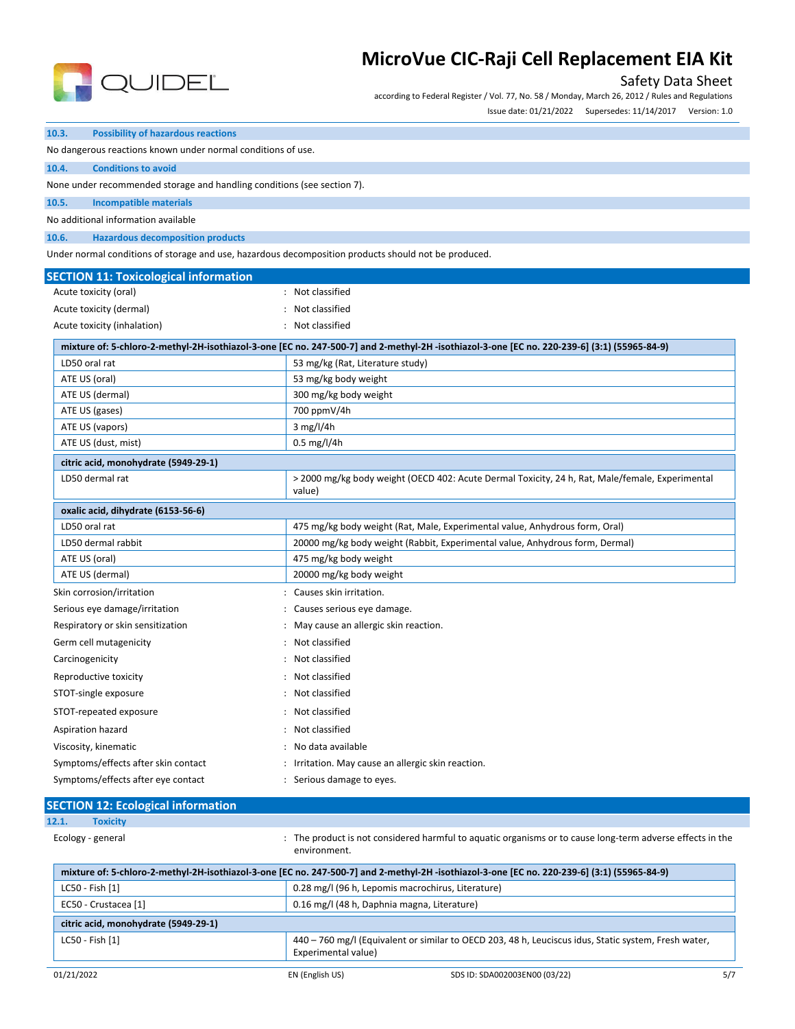### 10.3. Possibility of hazardous reactions

No dangerous reactions known under normal conditions of use.

### 10.4. Conditions to avoid

None under recommended storage and handling conditions (see section 7).

### 10.5. Incompatible materials

No additional information available

### 10.6. Hazardous decomposition products

Under normal conditions of storage and use, hazardous decomposition products should not be produced.

## SECTION 11: Toxicological information

Acute toxicity (oral) : Not classified

Acute toxicity (dermal) : Not classified

Acute toxicity (inhalation) : Not classified

| mixture of: 5-chloro-2-methyl-2H-isothiazol-3-one [EC no. 247-500-7] and 2-methyl-2H -isothiazol-3-one [EC no. 220-239-6] (3:1) (55965-84-9) | |
|---|---|
| LD50 oral rat | 53 mg/kg (Rat, Literature study) |
| ATE US (oral) | 53 mg/kg body weight |
| ATE US (dermal) | 300 mg/kg body weight |
| ATE US (gases) | 700 ppmV/4h |
| ATE US (vapors) | 3 mg/l/4h |
| ATE US (dust, mist) | 0.5 mg/l/4h |

| citric acid, monohydrate (5949-29-1) | |
|---|---|
| LD50 dermal rat | > 2000 mg/kg body weight (OECD 402: Acute Dermal Toxicity, 24 h, Rat, Male/female, Experimental value) |

| oxalic acid, dihydrate (6153-56-6) | |
|---|---|
| LD50 oral rat | 475 mg/kg body weight (Rat, Male, Experimental value, Anhydrous form, Oral) |
| LD50 dermal rabbit | 20000 mg/kg body weight (Rabbit, Experimental value, Anhydrous form, Dermal) |
| ATE US (oral) | 475 mg/kg body weight |
| ATE US (dermal) | 20000 mg/kg body weight |

Skin corrosion/irritation : Causes skin irritation.

Serious eye damage/irritation : Causes serious eye damage.

Respiratory or skin sensitization : May cause an allergic skin reaction.

Germ cell mutagenicity : Not classified

Carcinogenicity : Not classified

Reproductive toxicity : Not classified

STOT-single exposure : Not classified

STOT-repeated exposure : Not classified

Aspiration hazard : Not classified

Viscosity, kinematic : No data available

Symptoms/effects after skin contact : Irritation. May cause an allergic skin reaction.

Symptoms/effects after eye contact : Serious damage to eyes.

## SECTION 12: Ecological information

### 12.1. Toxicity

Ecology - general : The product is not considered harmful to aquatic organisms or to cause long-term adverse effects in the environment.

| mixture of: 5-chloro-2-methyl-2H-isothiazol-3-one [EC no. 247-500-7] and 2-methyl-2H -isothiazol-3-one [EC no. 220-239-6] (3:1) (55965-84-9) | |
|---|---|
| LC50 - Fish [1] | 0.28 mg/l (96 h, Lepomis macrochirus, Literature) |
| EC50 - Crustacea [1] | 0.16 mg/l (48 h, Daphnia magna, Literature) |

| citric acid, monohydrate (5949-29-1) | |
|---|---|
| LC50 - Fish [1] | 440 – 760 mg/l (Equivalent or similar to OECD 203, 48 h, Leuciscus idus, Static system, Fresh water, Experimental value) |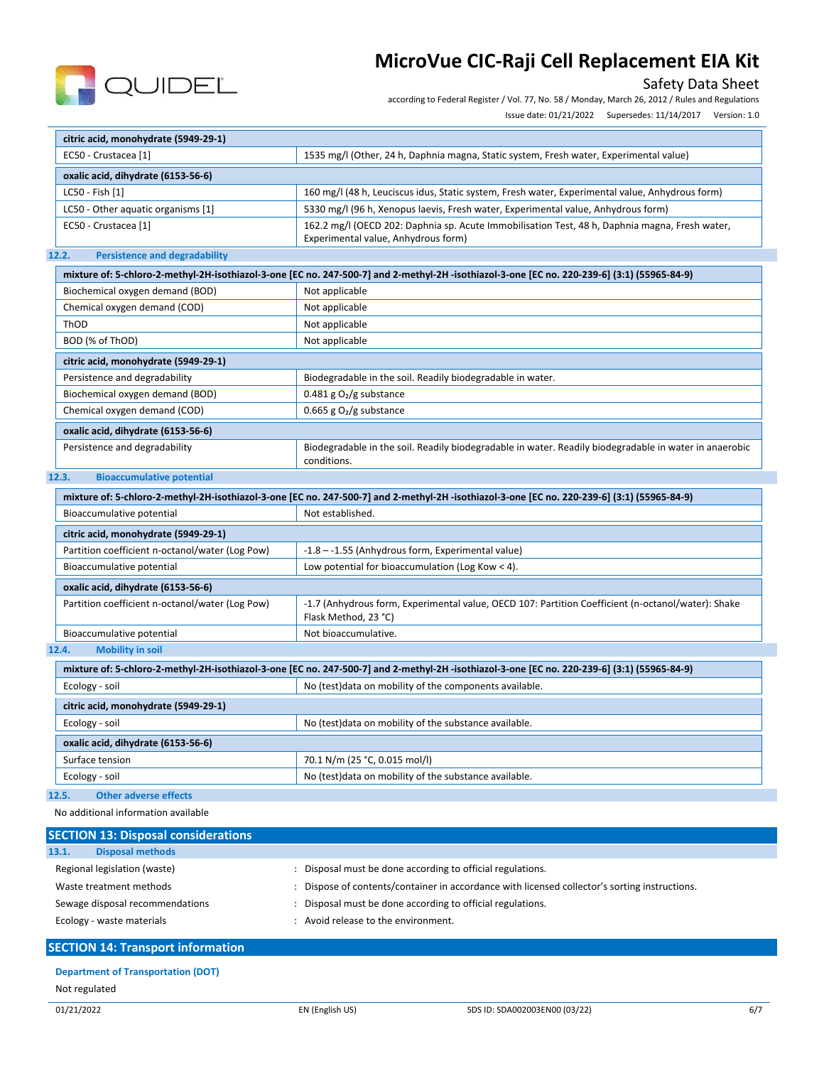| citric acid, monohydrate (5949-29-1) | |
|---|---|
| EC50 - Crustacea [1] | 1535 mg/l (Other, 24 h, Daphnia magna, Static system, Fresh water, Experimental value) |

| oxalic acid, dihydrate (6153-56-6) | |
|---|---|
| LC50 - Fish [1] | 160 mg/l (48 h, Leuciscus idus, Static system, Fresh water, Experimental value, Anhydrous form) |
| LC50 - Other aquatic organisms [1] | 5330 mg/l (96 h, Xenopus laevis, Fresh water, Experimental value, Anhydrous form) |
| EC50 - Crustacea [1] | 162.2 mg/l (OECD 202: Daphnia sp. Acute Immobilisation Test, 48 h, Daphnia magna, Fresh water, Experimental value, Anhydrous form) |

### 12.2. Persistence and degradability

| mixture of: 5-chloro-2-methyl-2H-isothiazol-3-one [EC no. 247-500-7] and 2-methyl-2H -isothiazol-3-one [EC no. 220-239-6] (3:1) (55965-84-9) | |
|---|---|
| Biochemical oxygen demand (BOD) | Not applicable |
| Chemical oxygen demand (COD) | Not applicable |
| ThOD | Not applicable |
| BOD (% of ThOD) | Not applicable |

| citric acid, monohydrate (5949-29-1) | |
|---|---|
| Persistence and degradability | Biodegradable in the soil. Readily biodegradable in water. |
| Biochemical oxygen demand (BOD) | 0.481 g $O_2$/g substance |
| Chemical oxygen demand (COD) | 0.665 g $O_2$/g substance |

| oxalic acid, dihydrate (6153-56-6) | |
|---|---|
| Persistence and degradability | Biodegradable in the soil. Readily biodegradable in water. Readily biodegradable in water in anaerobic conditions. |

### 12.3. Bioaccumulative potential

| mixture of: 5-chloro-2-methyl-2H-isothiazol-3-one [EC no. 247-500-7] and 2-methyl-2H -isothiazol-3-one [EC no. 220-239-6] (3:1) (55965-84-9) | |
|---|---|
| Bioaccumulative potential | Not established. |

| citric acid, monohydrate (5949-29-1) | |
|---|---|
| Partition coefficient n-octanol/water (Log Pow) | -1.8 – -1.55 (Anhydrous form, Experimental value) |
| Bioaccumulative potential | Low potential for bioaccumulation (Log Kow < 4). |

| oxalic acid, dihydrate (6153-56-6) | |
|---|---|
| Partition coefficient n-octanol/water (Log Pow) | -1.7 (Anhydrous form, Experimental value, OECD 107: Partition Coefficient (n-octanol/water): Shake Flask Method, 23 °C) |
| Bioaccumulative potential | Not bioaccumulative. |

### 12.4. Mobility in soil

| mixture of: 5-chloro-2-methyl-2H-isothiazol-3-one [EC no. 247-500-7] and 2-methyl-2H -isothiazol-3-one [EC no. 220-239-6] (3:1) (55965-84-9) | |
|---|---|
| Ecology - soil | No (test)data on mobility of the components available. |

| citric acid, monohydrate (5949-29-1) | |
|---|---|
| Ecology - soil | No (test)data on mobility of the substance available. |

| oxalic acid, dihydrate (6153-56-6) | |
|---|---|
| Surface tension | 70.1 N/m (25 °C, 0.015 mol/l) |
| Ecology - soil | No (test)data on mobility of the substance available. |

### 12.5. Other adverse effects

No additional information available

## SECTION 13: Disposal considerations

### 13.1. Disposal methods

Regional legislation (waste) : Disposal must be done according to official regulations.

Waste treatment methods : Dispose of contents/container in accordance with licensed collector's sorting instructions.

Sewage disposal recommendations : Disposal must be done according to official regulations.

Ecology - waste materials : Avoid release to the environment.

## SECTION 14: Transport information

**Department of Transportation (DOT)**

Not regulated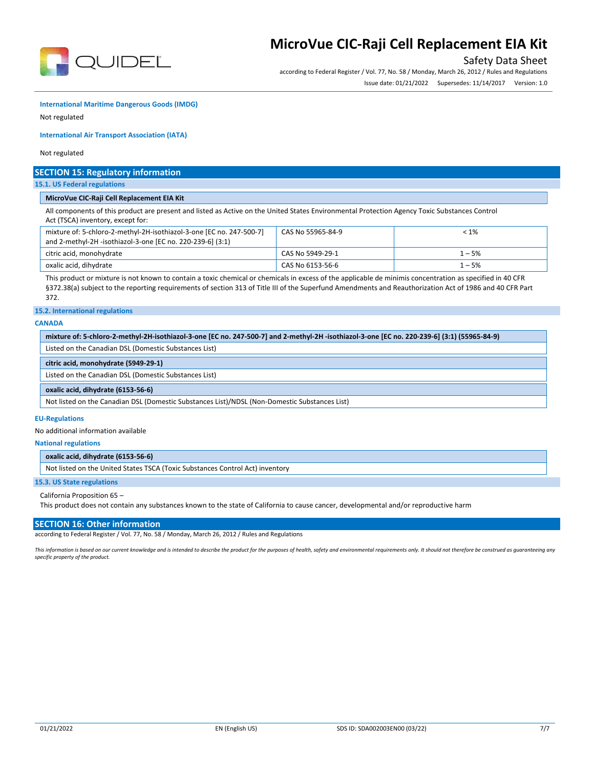**International Maritime Dangerous Goods (IMDG)**

Not regulated

**International Air Transport Association (IATA)**

Not regulated

## SECTION 15: Regulatory information

### 15.1. US Federal regulations

**MicroVue CIC-Raji Cell Replacement EIA Kit**

All components of this product are present and listed as Active on the United States Environmental Protection Agency Toxic Substances Control Act (TSCA) inventory, except for:

| | | |
|---|---|---|
| mixture of: 5-chloro-2-methyl-2H-isothiazol-3-one [EC no. 247-500-7] and 2-methyl-2H -isothiazol-3-one [EC no. 220-239-6] (3:1) | CAS No 55965-84-9 | < 1% |
| citric acid, monohydrate | CAS No 5949-29-1 | 1 – 5% |
| oxalic acid, dihydrate | CAS No 6153-56-6 | 1 – 5% |

This product or mixture is not known to contain a toxic chemical or chemicals in excess of the applicable de minimis concentration as specified in 40 CFR §372.38(a) subject to the reporting requirements of section 313 of Title III of the Superfund Amendments and Reauthorization Act of 1986 and 40 CFR Part 372.

### 15.2. International regulations

**CANADA**

**mixture of: 5-chloro-2-methyl-2H-isothiazol-3-one [EC no. 247-500-7] and 2-methyl-2H -isothiazol-3-one [EC no. 220-239-6] (3:1) (55965-84-9)**

Listed on the Canadian DSL (Domestic Substances List)

**citric acid, monohydrate (5949-29-1)**

Listed on the Canadian DSL (Domestic Substances List)

**oxalic acid, dihydrate (6153-56-6)**

Not listed on the Canadian DSL (Domestic Substances List)/NDSL (Non-Domestic Substances List)

**EU-Regulations**

No additional information available

**National regulations**

**oxalic acid, dihydrate (6153-56-6)**

Not listed on the United States TSCA (Toxic Substances Control Act) inventory

### 15.3. US State regulations

California Proposition 65 –
This product does not contain any substances known to the state of California to cause cancer, developmental and/or reproductive harm

## SECTION 16: Other information

according to Federal Register / Vol. 77, No. 58 / Monday, March 26, 2012 / Rules and Regulations

*This information is based on our current knowledge and is intended to describe the product for the purposes of health, safety and environmental requirements only. It should not therefore be construed as guaranteeing any specific property of the product.*